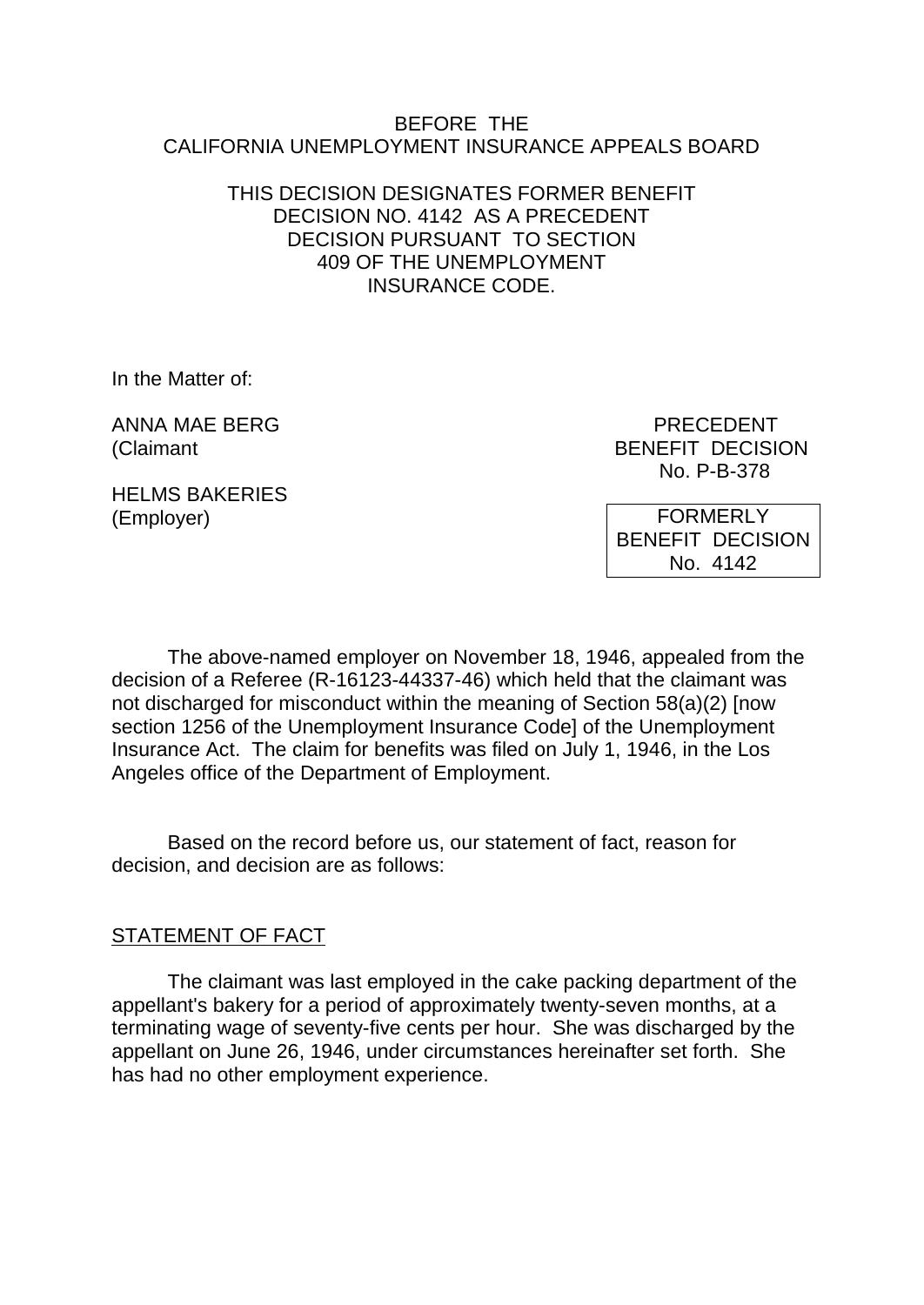BEFORE THE
CALIFORNIA UNEMPLOYMENT INSURANCE APPEALS BOARD

THIS DECISION DESIGNATES FORMER BENEFIT DECISION NO. 4142 AS A PRECEDENT DECISION PURSUANT TO SECTION 409 OF THE UNEMPLOYMENT INSURANCE CODE.

In the Matter of:

ANNA MAE BERG
(Claimant

HELMS BAKERIES
(Employer)

PRECEDENT
BENEFIT DECISION
No. P-B-378

FORMERLY
BENEFIT DECISION
No. 4142

The above-named employer on November 18, 1946, appealed from the decision of a Referee (R-16123-44337-46) which held that the claimant was not discharged for misconduct within the meaning of Section 58(a)(2) [now section 1256 of the Unemployment Insurance Code] of the Unemployment Insurance Act. The claim for benefits was filed on July 1, 1946, in the Los Angeles office of the Department of Employment.

Based on the record before us, our statement of fact, reason for decision, and decision are as follows:

STATEMENT OF FACT

The claimant was last employed in the cake packing department of the appellant's bakery for a period of approximately twenty-seven months, at a terminating wage of seventy-five cents per hour. She was discharged by the appellant on June 26, 1946, under circumstances hereinafter set forth. She has had no other employment experience.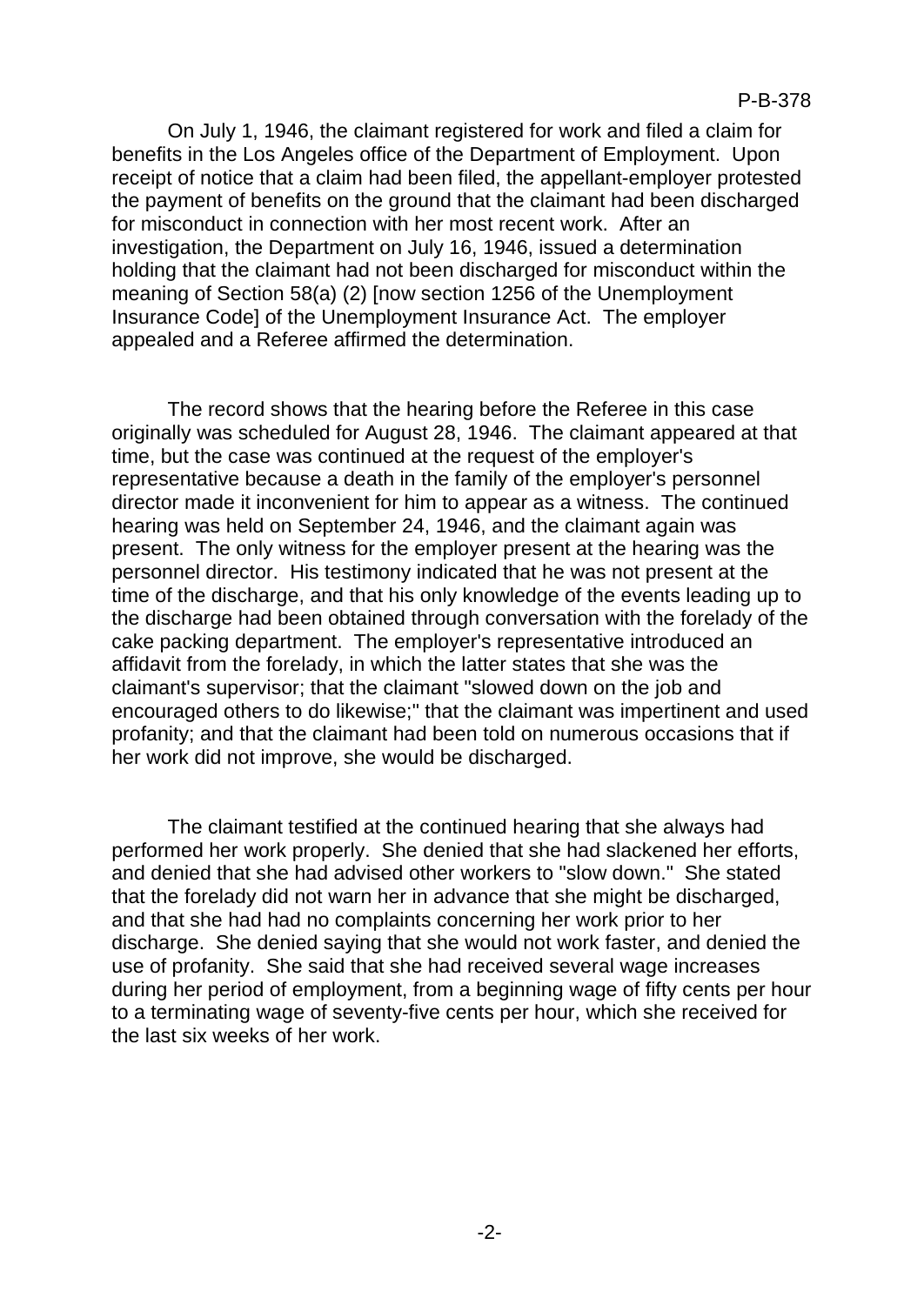On July 1, 1946, the claimant registered for work and filed a claim for benefits in the Los Angeles office of the Department of Employment. Upon receipt of notice that a claim had been filed, the appellant-employer protested the payment of benefits on the ground that the claimant had been discharged for misconduct in connection with her most recent work. After an investigation, the Department on July 16, 1946, issued a determination holding that the claimant had not been discharged for misconduct within the meaning of Section 58(a) (2) [now section 1256 of the Unemployment Insurance Code] of the Unemployment Insurance Act. The employer appealed and a Referee affirmed the determination.

The record shows that the hearing before the Referee in this case originally was scheduled for August 28, 1946. The claimant appeared at that time, but the case was continued at the request of the employer's representative because a death in the family of the employer's personnel director made it inconvenient for him to appear as a witness. The continued hearing was held on September 24, 1946, and the claimant again was present. The only witness for the employer present at the hearing was the personnel director. His testimony indicated that he was not present at the time of the discharge, and that his only knowledge of the events leading up to the discharge had been obtained through conversation with the forelady of the cake packing department. The employer's representative introduced an affidavit from the forelady, in which the latter states that she was the claimant's supervisor; that the claimant "slowed down on the job and encouraged others to do likewise;" that the claimant was impertinent and used profanity; and that the claimant had been told on numerous occasions that if her work did not improve, she would be discharged.

The claimant testified at the continued hearing that she always had performed her work properly. She denied that she had slackened her efforts, and denied that she had advised other workers to "slow down." She stated that the forelady did not warn her in advance that she might be discharged, and that she had had no complaints concerning her work prior to her discharge. She denied saying that she would not work faster, and denied the use of profanity. She said that she had received several wage increases during her period of employment, from a beginning wage of fifty cents per hour to a terminating wage of seventy-five cents per hour, which she received for the last six weeks of her work.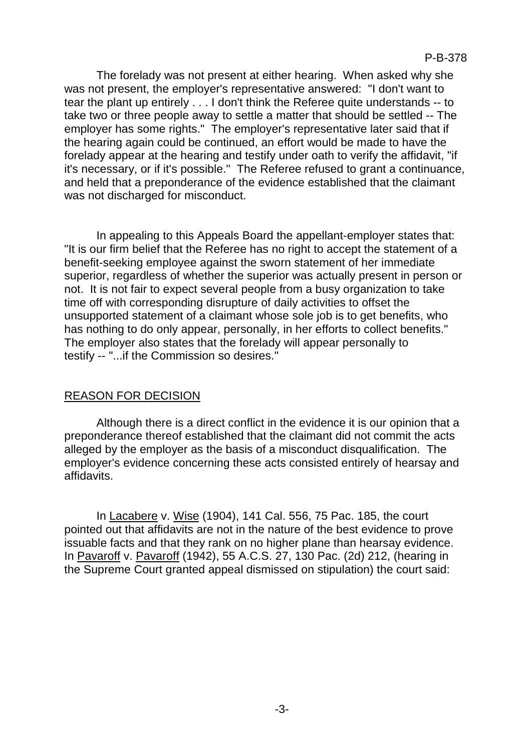The forelady was not present at either hearing. When asked why she was not present, the employer's representative answered: "I don't want to tear the plant up entirely . . . I don't think the Referee quite understands -- to take two or three people away to settle a matter that should be settled -- The employer has some rights." The employer's representative later said that if the hearing again could be continued, an effort would be made to have the forelady appear at the hearing and testify under oath to verify the affidavit, "if it's necessary, or if it's possible." The Referee refused to grant a continuance, and held that a preponderance of the evidence established that the claimant was not discharged for misconduct.

In appealing to this Appeals Board the appellant-employer states that: "It is our firm belief that the Referee has no right to accept the statement of a benefit-seeking employee against the sworn statement of her immediate superior, regardless of whether the superior was actually present in person or not. It is not fair to expect several people from a busy organization to take time off with corresponding disrupture of daily activities to offset the unsupported statement of a claimant whose sole job is to get benefits, who has nothing to do only appear, personally, in her efforts to collect benefits." The employer also states that the forelady will appear personally to testify -- "...if the Commission so desires."

## REASON FOR DECISION

Although there is a direct conflict in the evidence it is our opinion that a preponderance thereof established that the claimant did not commit the acts alleged by the employer as the basis of a misconduct disqualification. The employer's evidence concerning these acts consisted entirely of hearsay and affidavits.

In Lacabere v. Wise (1904), 141 Cal. 556, 75 Pac. 185, the court pointed out that affidavits are not in the nature of the best evidence to prove issuable facts and that they rank on no higher plane than hearsay evidence. In Pavaroff v. Pavaroff (1942), 55 A.C.S. 27, 130 Pac. (2d) 212, (hearing in the Supreme Court granted appeal dismissed on stipulation) the court said: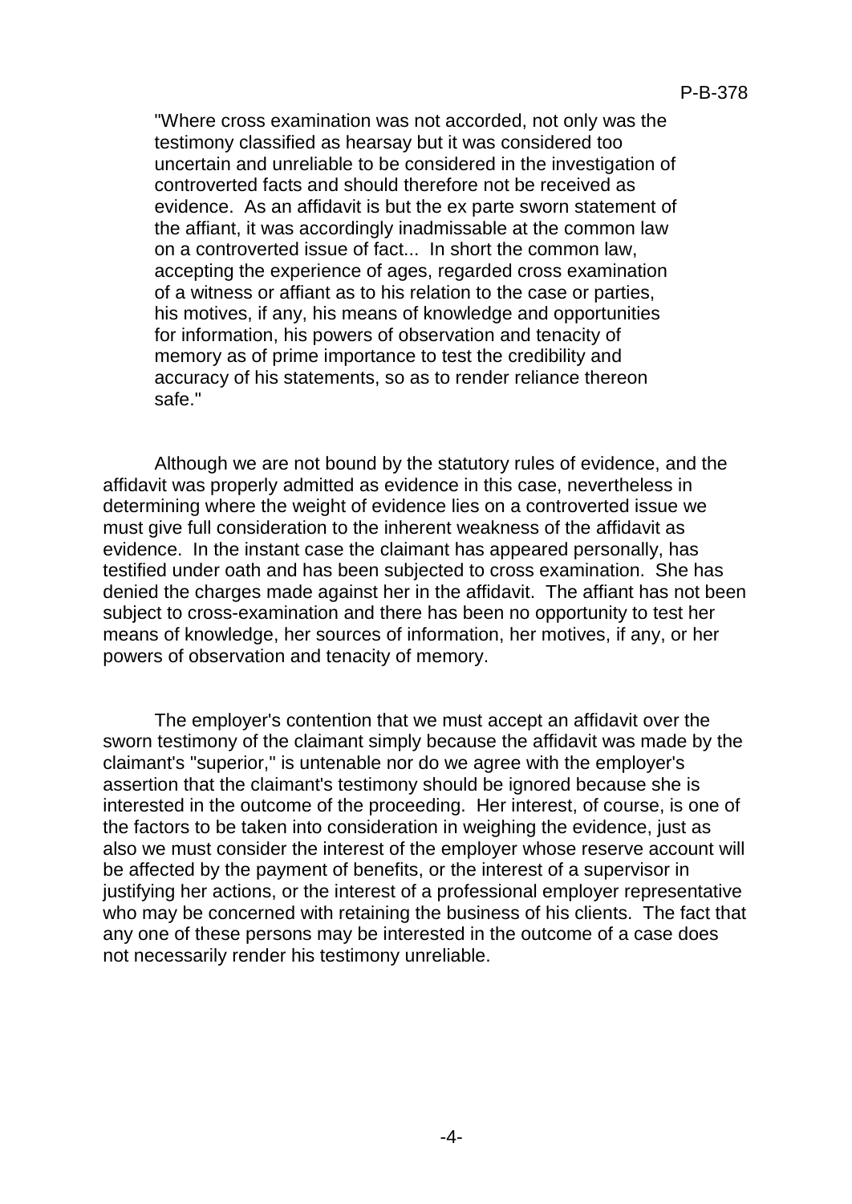> "Where cross examination was not accorded, not only was the testimony classified as hearsay but it was considered too uncertain and unreliable to be considered in the investigation of controverted facts and should therefore not be received as evidence. As an affidavit is but the ex parte sworn statement of the affiant, it was accordingly inadmissable at the common law on a controverted issue of fact... In short the common law, accepting the experience of ages, regarded cross examination of a witness or affiant as to his relation to the case or parties, his motives, if any, his means of knowledge and opportunities for information, his powers of observation and tenacity of memory as of prime importance to test the credibility and accuracy of his statements, so as to render reliance thereon safe."

Although we are not bound by the statutory rules of evidence, and the affidavit was properly admitted as evidence in this case, nevertheless in determining where the weight of evidence lies on a controverted issue we must give full consideration to the inherent weakness of the affidavit as evidence. In the instant case the claimant has appeared personally, has testified under oath and has been subjected to cross examination. She has denied the charges made against her in the affidavit. The affiant has not been subject to cross-examination and there has been no opportunity to test her means of knowledge, her sources of information, her motives, if any, or her powers of observation and tenacity of memory.

The employer's contention that we must accept an affidavit over the sworn testimony of the claimant simply because the affidavit was made by the claimant's "superior," is untenable nor do we agree with the employer's assertion that the claimant's testimony should be ignored because she is interested in the outcome of the proceeding. Her interest, of course, is one of the factors to be taken into consideration in weighing the evidence, just as also we must consider the interest of the employer whose reserve account will be affected by the payment of benefits, or the interest of a supervisor in justifying her actions, or the interest of a professional employer representative who may be concerned with retaining the business of his clients. The fact that any one of these persons may be interested in the outcome of a case does not necessarily render his testimony unreliable.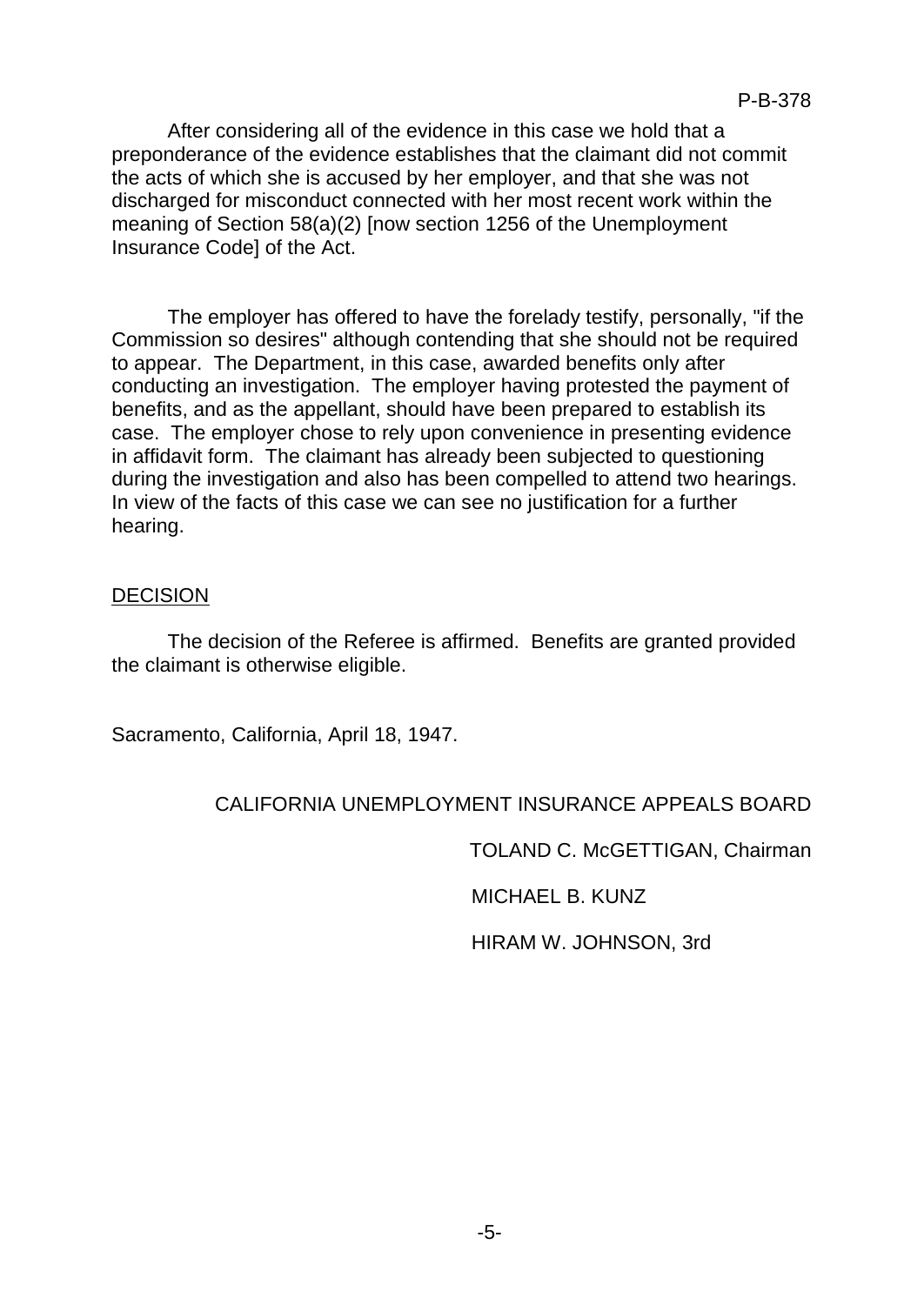After considering all of the evidence in this case we hold that a preponderance of the evidence establishes that the claimant did not commit the acts of which she is accused by her employer, and that she was not discharged for misconduct connected with her most recent work within the meaning of Section 58(a)(2) [now section 1256 of the Unemployment Insurance Code] of the Act.

The employer has offered to have the forelady testify, personally, "if the Commission so desires" although contending that she should not be required to appear. The Department, in this case, awarded benefits only after conducting an investigation. The employer having protested the payment of benefits, and as the appellant, should have been prepared to establish its case. The employer chose to rely upon convenience in presenting evidence in affidavit form. The claimant has already been subjected to questioning during the investigation and also has been compelled to attend two hearings. In view of the facts of this case we can see no justification for a further hearing.

## DECISION

The decision of the Referee is affirmed. Benefits are granted provided the claimant is otherwise eligible.

Sacramento, California, April 18, 1947.

CALIFORNIA UNEMPLOYMENT INSURANCE APPEALS BOARD

TOLAND C. McGETTIGAN, Chairman

MICHAEL B. KUNZ

HIRAM W. JOHNSON, 3rd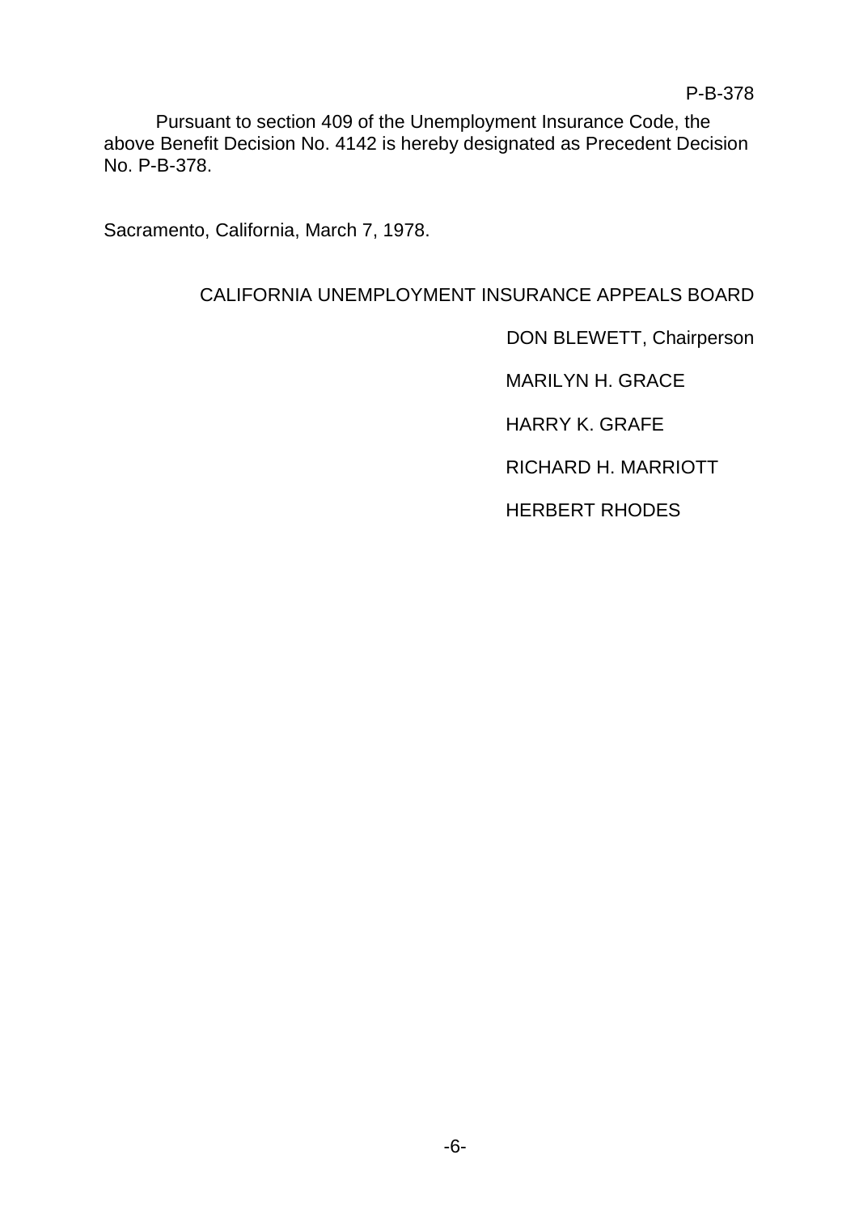Pursuant to section 409 of the Unemployment Insurance Code, the above Benefit Decision No. 4142 is hereby designated as Precedent Decision No. P-B-378.

Sacramento, California, March 7, 1978.

CALIFORNIA UNEMPLOYMENT INSURANCE APPEALS BOARD

DON BLEWETT, Chairperson

MARILYN H. GRACE

HARRY K. GRAFE

RICHARD H. MARRIOTT

HERBERT RHODES